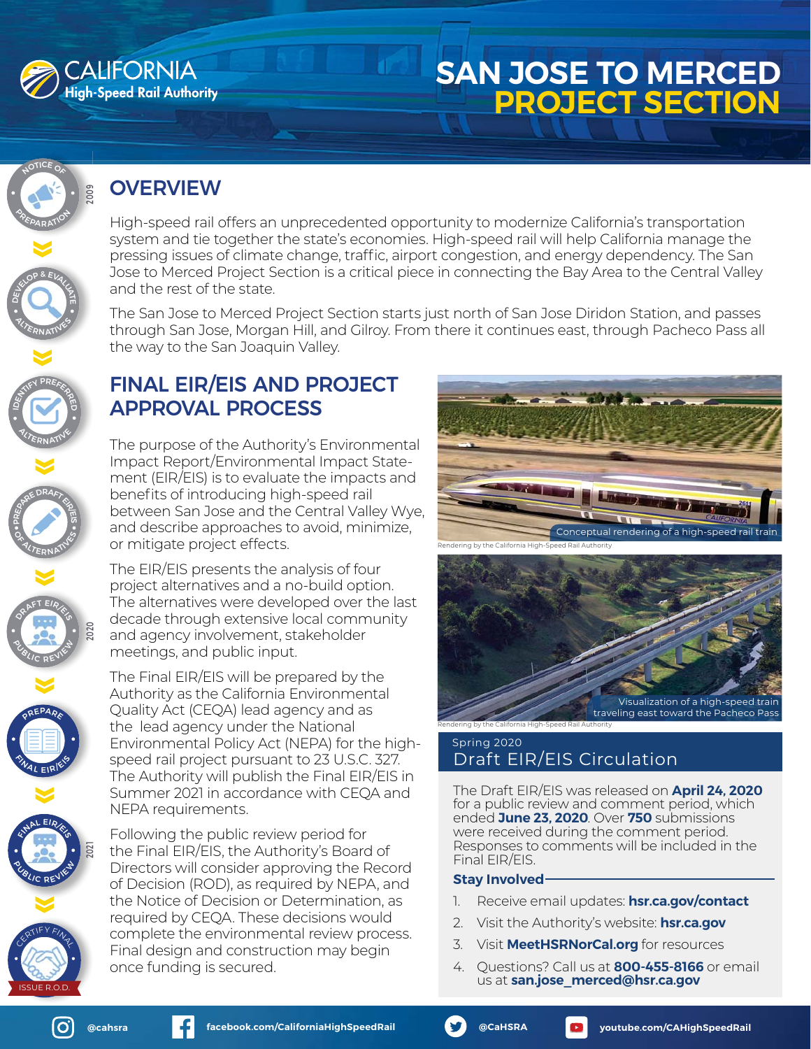# CALIFORNIA High-Speed Rail Authority

# SAN JOSE TO MERCED PROJECT SECTION

## OVERVIEW

High-speed rail offers an unprecedented opportunity to modernize California's transportation system and tie together the state's economies. High-speed rail will help California manage the pressing issues of climate change, traffic, airport congestion, and energy dependency. The San Jose to Merced Project Section is a critical piece in connecting the Bay Area to the Central Valley and the rest of the state.

The San Jose to Merced Project Section starts just north of San Jose Diridon Station, and passes through San Jose, Morgan Hill, and Gilroy. From there it continues east, through Pacheco Pass all the way to the San Joaquin Valley.

## FINAL EIR/EIS AND PROJECT APPROVAL PROCESS

The purpose of the Authority's Environmental Impact Report/Environmental Impact Statement (EIR/EIS) is to evaluate the impacts and benefits of introducing high-speed rail between San Jose and the Central Valley Wye, and describe approaches to avoid, minimize, or mitigate project effects.

The EIR/EIS presents the analysis of four project alternatives and a no-build option. The alternatives were developed over the last decade through extensive local community and agency involvement, stakeholder meetings, and public input.

The Final EIR/EIS will be prepared by the Authority as the California Environmental Quality Act (CEQA) lead agency and as the lead agency under the National Environmental Policy Act (NEPA) for the high-speed rail project pursuant to 23 U.S.C. 327. The Authority will publish the Final EIR/EIS in Summer 2021 in accordance with CEQA and NEPA requirements.

Following the public review period for the Final EIR/EIS, the Authority's Board of Directors will consider approving the Record of Decision (ROD), as required by NEPA, and the Notice of Decision or Determination, as required by CEQA. These decisions would complete the environmental review process. Final design and construction may begin once funding is secured.

Process timeline:

- 2009 — Notice of Preparation
- Develop & Evaluate Alternatives
- Identify Preferred Alternative
- Prepare Draft EIR/EIS of Alternatives
- 2020 — Draft EIR/EIS Public Review
- Prepare Final EIR/EIS
- 2021 — Final EIR/EIS Public Review
- Certify Final EIR/EIS, Issue R.O.D.

Conceptual rendering of a high-speed rail train

Rendering by the California High-Speed Rail Authority

Visualization of a high-speed train traveling east toward the Pacheco Pass

Rendering by the California High-Speed Rail Authority

### Spring 2020 Draft EIR/EIS Circulation

The Draft EIR/EIS was released on **April 24, 2020** for a public review and comment period, which ended **June 23, 2020**. Over **750** submissions were received during the comment period. Responses to comments will be included in the Final EIR/EIS.

**Stay Involved**

1. Receive email updates: **hsr.ca.gov/contact**
2. Visit the Authority's website: **hsr.ca.gov**
3. Visit **MeetHSRNorCal.org** for resources
4. Questions? Call us at **800-455-8166** or email us at **san.jose_merced@hsr.ca.gov**

@cahsra | facebook.com/CaliforniaHighSpeedRail | @CaHSRA | youtube.com/CAHighSpeedRail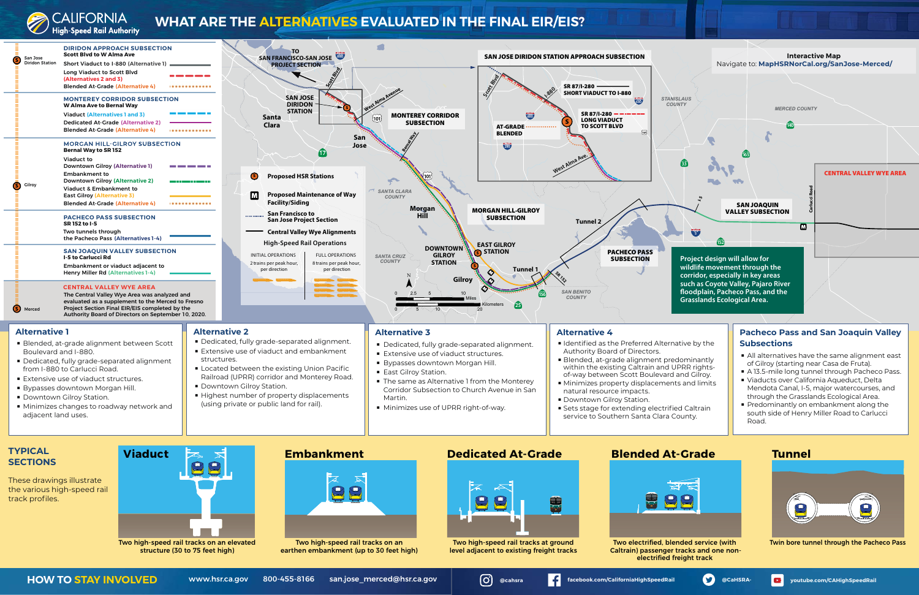# WHAT ARE THE ALTERNATIVES EVALUATED IN THE FINAL EIR/EIS?

California High-Speed Rail Authority

## DIRIDON APPROACH SUBSECTION

Scott Blvd to W Alma Ave

San Jose Diridon Station

- Short Viaduct to I-880 (Alternative 1)
- Long Viaduct to Scott Blvd (Alternatives 2 and 3)
- Blended At-Grade (Alternative 4)

## MONTEREY CORRIDOR SUBSECTION

W Alma Ave to Bernal Way

- Viaduct (Alternatives 1 and 3)
- Dedicated At-Grade (Alternative 2)
- Blended At-Grade (Alternative 4)

## MORGAN HILL-GILROY SUBSECTION

Bernal Way to SR 152

Gilroy

- Viaduct to Downtown Gilroy (Alternative 1)
- Embankment to Downtown Gilroy (Alternative 2)
- Viaduct & Embankment to East Gilroy (Alternative 3)
- Blended At-Grade (Alternative 4)

## PACHECO PASS SUBSECTION

SR 152 to I-5

- Two tunnels through the Pacheco Pass (Alternatives 1-4)

## SAN JOAQUIN VALLEY SUBSECTION

I-5 to Carlucci Rd

- Embankment or viaduct adjacent to Henry Miller Rd (Alternatives 1-4)

## CENTRAL VALLEY WYE AREA

Merced

The Central Valley Wye Area was analyzed and evaluated as a supplement to the Merced to Fresno Project Section Final EIR/EIS completed by the Authority Board of Directors on September 10, 2020.

---

**Map labels:** TO SAN FRANCISCO-SAN JOSE PROJECT SECTION; SAN JOSE DIRIDON STATION; Santa Clara; San Jose; MONTEREY CORRIDOR SUBSECTION; West Alma Avenue; Bernal Way; Scott Blvd; SANTA CLARA COUNTY; Morgan Hill; MORGAN HILL-GILROY SUBSECTION; DOWNTOWN GILROY STATION; EAST GILROY STATION; Gilroy; Tunnel 1; Tunnel 2; SR 152; SANTA CRUZ COUNTY; SAN BENITO COUNTY; PACHECO PASS SUBSECTION; STANISLAUS COUNTY; MERCED COUNTY; SAN JOAQUIN VALLEY SUBSECTION; Carlucci Road; I-5; CENTRAL VALLEY WYE AREA

**SAN JOSE DIRIDON STATION APPROACH SUBSECTION:** SR 87/I-280 SHORT VIADUCT TO I-880; SR 87/I-280 LONG VIADUCT TO SCOTT BLVD; AT-GRADE BLENDED; Scott Blvd; I-880; West Alma Ave.

**Interactive Map** — Navigate to: MapHSRNorCal.org/SanJose-Merced/

**Legend:**

- Proposed HSR Stations
- Proposed Maintenance of Way Facility/Siding
- San Francisco to San Jose Project Section
- Central Valley Wye Alignments

**High-Speed Rail Operations**

| INITIAL OPERATIONS | FULL OPERATIONS |
|---|---|
| 2 trains per peak hour, per direction | 8 trains per peak hour, per direction |

Scale: 0, 2.5, 5, 10 Miles; 0, 10, 20 Kilometers

Project design will allow for wildlife movement through the corridor, especially in key areas such as Coyote Valley, Pajaro River floodplain, Pacheco Pass, and the Grasslands Ecological Area.

---

## Alternative 1

- Blended, at-grade alignment between Scott Boulevard and I-880.
- Dedicated, fully grade-separated alignment from I-880 to Carlucci Road.
- Extensive use of viaduct structures.
- Bypasses downtown Morgan Hill.
- Downtown Gilroy Station.
- Minimizes changes to roadway network and adjacent land uses.

## Alternative 2

- Dedicated, fully grade-separated alignment.
- Extensive use of viaduct and embankment structures.
- Located between the existing Union Pacific Railroad (UPRR) corridor and Monterey Road.
- Downtown Gilroy Station.
- Highest number of property displacements (using private or public land for rail).

## Alternative 3

- Dedicated, fully grade-separated alignment.
- Extensive use of viaduct structures.
- Bypasses downtown Morgan Hill.
- East Gilroy Station.
- The same as Alternative 1 from the Monterey Corridor Subsection to Church Avenue in San Martin.
- Minimizes use of UPRR right-of-way.

## Alternative 4

- Identified as the Preferred Alternative by the Authority Board of Directors.
- Blended, at-grade alignment predominantly within the existing Caltrain and UPRR rights-of-way between Scott Boulevard and Gilroy.
- Minimizes property displacements and limits natural resource impacts.
- Downtown Gilroy Station.
- Sets stage for extending electrified Caltrain service to Southern Santa Clara County.

## Pacheco Pass and San Joaquin Valley Subsections

- All alternatives have the same alignment east of Gilroy (starting near Casa de Fruta).
- A 13.5-mile long tunnel through Pacheco Pass.
- Viaducts over California Aqueduct, Delta Mendota Canal, I-5, major watercourses, and through the Grasslands Ecological Area.
- Predominantly on embankment along the south side of Henry Miller Road to Carlucci Road.

---

## TYPICAL SECTIONS

These drawings illustrate the various high-speed rail track profiles.

**Viaduct** — Two high-speed rail tracks on an elevated structure (30 to 75 feet high)

**Embankment** — Two high-speed rail tracks on an earthen embankment (up to 30 feet high)

**Dedicated At-Grade** — Two high-speed rail tracks at ground level adjacent to existing freight tracks

**Blended At-Grade** — Two electrified, blended service (with Caltrain) passenger tracks and one non-electrified freight track

**Tunnel** — Twin bore tunnel through the Pacheco Pass

---

## HOW TO STAY INVOLVED

www.hsr.ca.gov | 800-455-8166 | san.jose_merced@hsr.ca.gov | @cahsra | facebook.com/CaliforniaHighSpeedRail | @CaHSRA | youtube.com/CAHighSpeedRail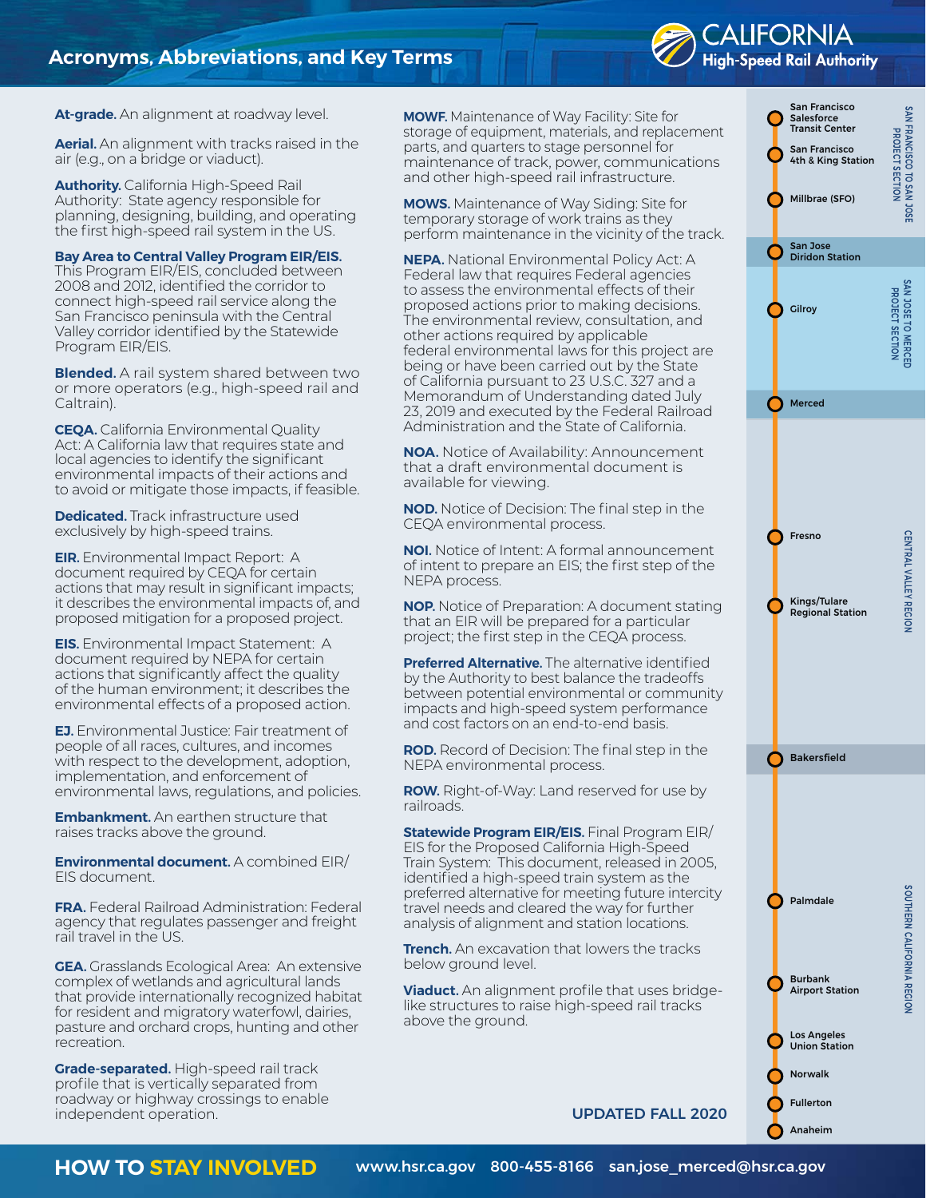## Acronyms, Abbreviations, and Key Terms

CALIFORNIA High-Speed Rail Authority

**At-grade.** An alignment at roadway level.

**Aerial.** An alignment with tracks raised in the air (e.g., on a bridge or viaduct).

**Authority.** California High-Speed Rail Authority: State agency responsible for planning, designing, building, and operating the first high-speed rail system in the US.

**Bay Area to Central Valley Program EIR/EIS.** This Program EIR/EIS, concluded between 2008 and 2012, identified the corridor to connect high-speed rail service along the San Francisco peninsula with the Central Valley corridor identified by the Statewide Program EIR/EIS.

**Blended.** A rail system shared between two or more operators (e.g., high-speed rail and Caltrain).

**CEQA.** California Environmental Quality Act: A California law that requires state and local agencies to identify the significant environmental impacts of their actions and to avoid or mitigate those impacts, if feasible.

**Dedicated.** Track infrastructure used exclusively by high-speed trains.

**EIR.** Environmental Impact Report: A document required by CEQA for certain actions that may result in significant impacts; it describes the environmental impacts of, and proposed mitigation for a proposed project.

**EIS.** Environmental Impact Statement: A document required by NEPA for certain actions that significantly affect the quality of the human environment; it describes the environmental effects of a proposed action.

**EJ.** Environmental Justice: Fair treatment of people of all races, cultures, and incomes with respect to the development, adoption, implementation, and enforcement of environmental laws, regulations, and policies.

**Embankment.** An earthen structure that raises tracks above the ground.

**Environmental document.** A combined EIR/EIS document.

**FRA.** Federal Railroad Administration: Federal agency that regulates passenger and freight rail travel in the US.

**GEA.** Grasslands Ecological Area: An extensive complex of wetlands and agricultural lands that provide internationally recognized habitat for resident and migratory waterfowl, dairies, pasture and orchard crops, hunting and other recreation.

**Grade-separated.** High-speed rail track profile that is vertically separated from roadway or highway crossings to enable independent operation.

**MOWF.** Maintenance of Way Facility: Site for storage of equipment, materials, and replacement parts, and quarters to stage personnel for maintenance of track, power, communications and other high-speed rail infrastructure.

**MOWS.** Maintenance of Way Siding: Site for temporary storage of work trains as they perform maintenance in the vicinity of the track.

**NEPA.** National Environmental Policy Act: A Federal law that requires Federal agencies to assess the environmental effects of their proposed actions prior to making decisions. The environmental review, consultation, and other actions required by applicable federal environmental laws for this project are being or have been carried out by the State of California pursuant to 23 U.S.C. 327 and a Memorandum of Understanding dated July 23, 2019 and executed by the Federal Railroad Administration and the State of California.

**NOA.** Notice of Availability: Announcement that a draft environmental document is available for viewing.

**NOD.** Notice of Decision: The final step in the CEQA environmental process.

**NOI.** Notice of Intent: A formal announcement of intent to prepare an EIS; the first step of the NEPA process.

**NOP.** Notice of Preparation: A document stating that an EIR will be prepared for a particular project; the first step in the CEQA process.

**Preferred Alternative.** The alternative identified by the Authority to best balance the tradeoffs between potential environmental or community impacts and high-speed system performance and cost factors on an end-to-end basis.

**ROD.** Record of Decision: The final step in the NEPA environmental process.

**ROW.** Right-of-Way: Land reserved for use by railroads.

**Statewide Program EIR/EIS.** Final Program EIR/EIS for the Proposed California High-Speed Train System: This document, released in 2005, identified a high-speed train system as the preferred alternative for meeting future intercity travel needs and cleared the way for further analysis of alignment and station locations.

**Trench.** An excavation that lowers the tracks below ground level.

**Viaduct.** An alignment profile that uses bridge-like structures to raise high-speed rail tracks above the ground.

**UPDATED FALL 2020**

SAN FRANCISCO TO SAN JOSE PROJECT SECTION
San Francisco Salesforce Transit Center
San Francisco 4th & King Station
Millbrae (SFO)
San Jose Diridon Station

SAN JOSE TO MERCED PROJECT SECTION
Gilroy
Merced

CENTRAL VALLEY REGION
Fresno
Kings/Tulare Regional Station
Bakersfield

SOUTHERN CALIFORNIA REGION
Palmdale
Burbank Airport Station
Los Angeles Union Station
Norwalk
Fullerton
Anaheim

**HOW TO STAY INVOLVED** www.hsr.ca.gov 800-455-8166 san.jose_merced@hsr.ca.gov